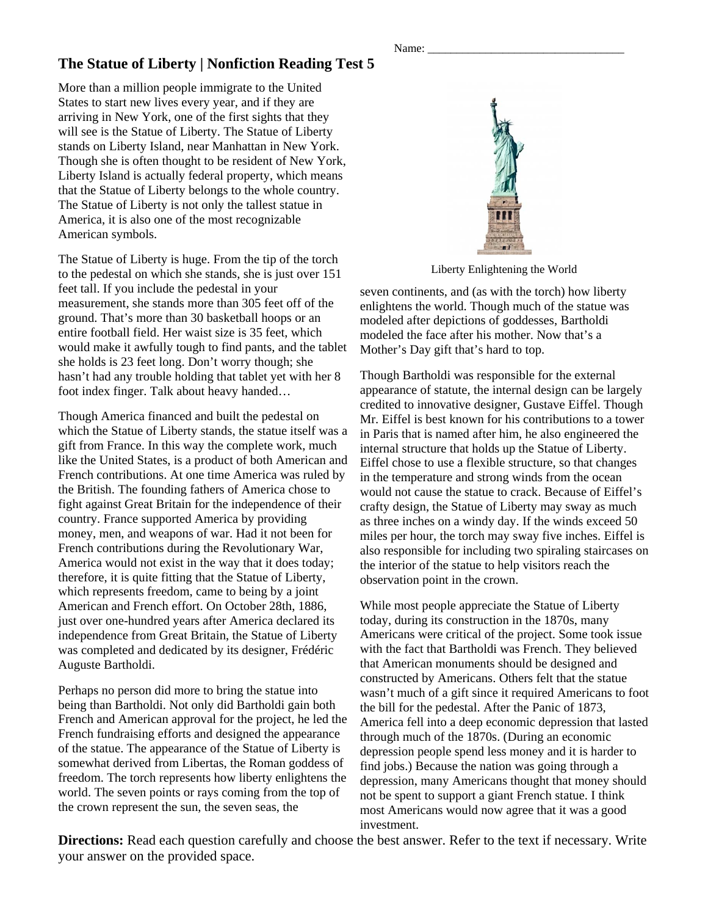Name: ___________________________________

# The Statue of Liberty | Nonfiction Reading Test 5

More than a million people immigrate to the United States to start new lives every year, and if they are arriving in New York, one of the first sights that they will see is the Statue of Liberty. The Statue of Liberty stands on Liberty Island, near Manhattan in New York. Though she is often thought to be resident of New York, Liberty Island is actually federal property, which means that the Statue of Liberty belongs to the whole country. The Statue of Liberty is not only the tallest statue in America, it is also one of the most recognizable American symbols.

The Statue of Liberty is huge. From the tip of the torch to the pedestal on which she stands, she is just over 151 feet tall. If you include the pedestal in your measurement, she stands more than 305 feet off of the ground. That's more than 30 basketball hoops or an entire football field. Her waist size is 35 feet, which would make it awfully tough to find pants, and the tablet she holds is 23 feet long. Don't worry though; she hasn't had any trouble holding that tablet yet with her 8 foot index finger. Talk about heavy handed…

Though America financed and built the pedestal on which the Statue of Liberty stands, the statue itself was a gift from France. In this way the complete work, much like the United States, is a product of both American and French contributions. At one time America was ruled by the British. The founding fathers of America chose to fight against Great Britain for the independence of their country. France supported America by providing money, men, and weapons of war. Had it not been for French contributions during the Revolutionary War, America would not exist in the way that it does today; therefore, it is quite fitting that the Statue of Liberty, which represents freedom, came to being by a joint American and French effort. On October 28th, 1886, just over one-hundred years after America declared its independence from Great Britain, the Statue of Liberty was completed and dedicated by its designer, Frédéric Auguste Bartholdi.

Perhaps no person did more to bring the statue into being than Bartholdi. Not only did Bartholdi gain both French and American approval for the project, he led the French fundraising efforts and designed the appearance of the statue. The appearance of the Statue of Liberty is somewhat derived from Libertas, the Roman goddess of freedom. The torch represents how liberty enlightens the world. The seven points or rays coming from the top of the crown represent the sun, the seven seas, the seven continents, and (as with the torch) how liberty enlightens the world. Though much of the statue was modeled after depictions of goddesses, Bartholdi modeled the face after his mother. Now that's a Mother's Day gift that's hard to top.

Liberty Enlightening the World

Though Bartholdi was responsible for the external appearance of statute, the internal design can be largely credited to innovative designer, Gustave Eiffel. Though Mr. Eiffel is best known for his contributions to a tower in Paris that is named after him, he also engineered the internal structure that holds up the Statue of Liberty. Eiffel chose to use a flexible structure, so that changes in the temperature and strong winds from the ocean would not cause the statue to crack. Because of Eiffel's crafty design, the Statue of Liberty may sway as much as three inches on a windy day. If the winds exceed 50 miles per hour, the torch may sway five inches. Eiffel is also responsible for including two spiraling staircases on the interior of the statue to help visitors reach the observation point in the crown.

While most people appreciate the Statue of Liberty today, during its construction in the 1870s, many Americans were critical of the project. Some took issue with the fact that Bartholdi was French. They believed that American monuments should be designed and constructed by Americans. Others felt that the statue wasn't much of a gift since it required Americans to foot the bill for the pedestal. After the Panic of 1873, America fell into a deep economic depression that lasted through much of the 1870s. (During an economic depression people spend less money and it is harder to find jobs.) Because the nation was going through a depression, many Americans thought that money should not be spent to support a giant French statue. I think most Americans would now agree that it was a good investment.

**Directions:** Read each question carefully and choose the best answer. Refer to the text if necessary. Write your answer on the provided space.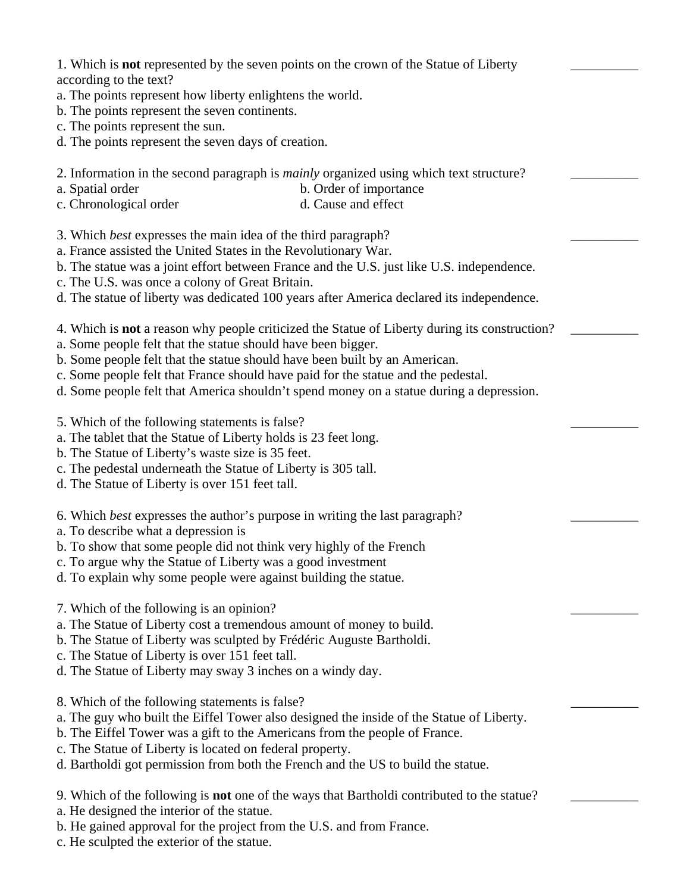1. Which is **not** represented by the seven points on the crown of the Statue of Liberty according to the text? __________
a. The points represent how liberty enlightens the world.
b. The points represent the seven continents.
c. The points represent the sun.
d. The points represent the seven days of creation.

2. Information in the second paragraph is *mainly* organized using which text structure? __________
a. Spatial order
b. Order of importance
c. Chronological order
d. Cause and effect

3. Which *best* expresses the main idea of the third paragraph? __________
a. France assisted the United States in the Revolutionary War.
b. The statue was a joint effort between France and the U.S. just like U.S. independence.
c. The U.S. was once a colony of Great Britain.
d. The statue of liberty was dedicated 100 years after America declared its independence.

4. Which is **not** a reason why people criticized the Statue of Liberty during its construction? __________
a. Some people felt that the statue should have been bigger.
b. Some people felt that the statue should have been built by an American.
c. Some people felt that France should have paid for the statue and the pedestal.
d. Some people felt that America shouldn't spend money on a statue during a depression.

5. Which of the following statements is false? __________
a. The tablet that the Statue of Liberty holds is 23 feet long.
b. The Statue of Liberty's waste size is 35 feet.
c. The pedestal underneath the Statue of Liberty is 305 tall.
d. The Statue of Liberty is over 151 feet tall.

6. Which *best* expresses the author's purpose in writing the last paragraph? __________
a. To describe what a depression is
b. To show that some people did not think very highly of the French
c. To argue why the Statue of Liberty was a good investment
d. To explain why some people were against building the statue.

7. Which of the following is an opinion? __________
a. The Statue of Liberty cost a tremendous amount of money to build.
b. The Statue of Liberty was sculpted by Frédéric Auguste Bartholdi.
c. The Statue of Liberty is over 151 feet tall.
d. The Statue of Liberty may sway 3 inches on a windy day.

8. Which of the following statements is false? __________
a. The guy who built the Eiffel Tower also designed the inside of the Statue of Liberty.
b. The Eiffel Tower was a gift to the Americans from the people of France.
c. The Statue of Liberty is located on federal property.
d. Bartholdi got permission from both the French and the US to build the statue.

9. Which of the following is **not** one of the ways that Bartholdi contributed to the statue? __________
a. He designed the interior of the statue.
b. He gained approval for the project from the U.S. and from France.
c. He sculpted the exterior of the statue.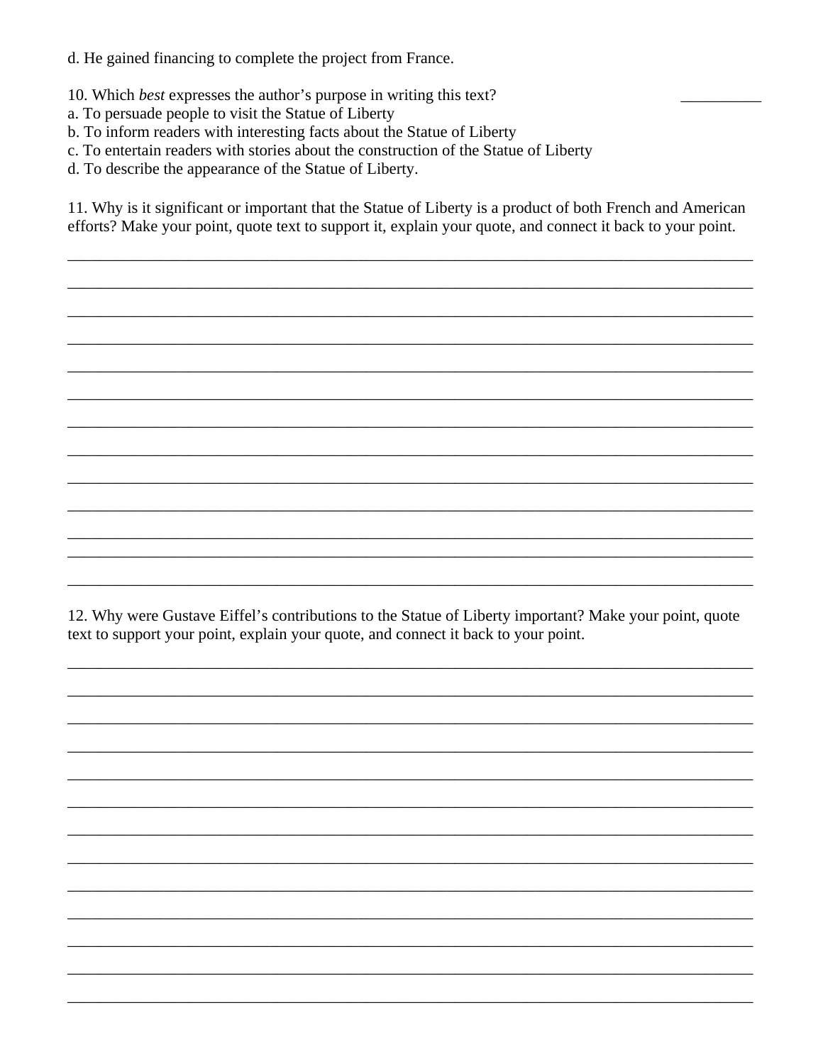d. He gained financing to complete the project from France.

10. Which *best* expresses the author's purpose in writing this text? __________

a. To persuade people to visit the Statue of Liberty
b. To inform readers with interesting facts about the Statue of Liberty
c. To entertain readers with stories about the construction of the Statue of Liberty
d. To describe the appearance of the Statue of Liberty.

11. Why is it significant or important that the Statue of Liberty is a product of both French and American efforts? Make your point, quote text to support it, explain your quote, and connect it back to your point.

______________________________________________________________________________________
______________________________________________________________________________________
______________________________________________________________________________________
______________________________________________________________________________________
______________________________________________________________________________________
______________________________________________________________________________________
______________________________________________________________________________________
______________________________________________________________________________________
______________________________________________________________________________________
______________________________________________________________________________________
______________________________________________________________________________________
______________________________________________________________________________________
______________________________________________________________________________________

12. Why were Gustave Eiffel's contributions to the Statue of Liberty important? Make your point, quote text to support your point, explain your quote, and connect it back to your point.

______________________________________________________________________________________
______________________________________________________________________________________
______________________________________________________________________________________
______________________________________________________________________________________
______________________________________________________________________________________
______________________________________________________________________________________
______________________________________________________________________________________
______________________________________________________________________________________
______________________________________________________________________________________
______________________________________________________________________________________
______________________________________________________________________________________
______________________________________________________________________________________
______________________________________________________________________________________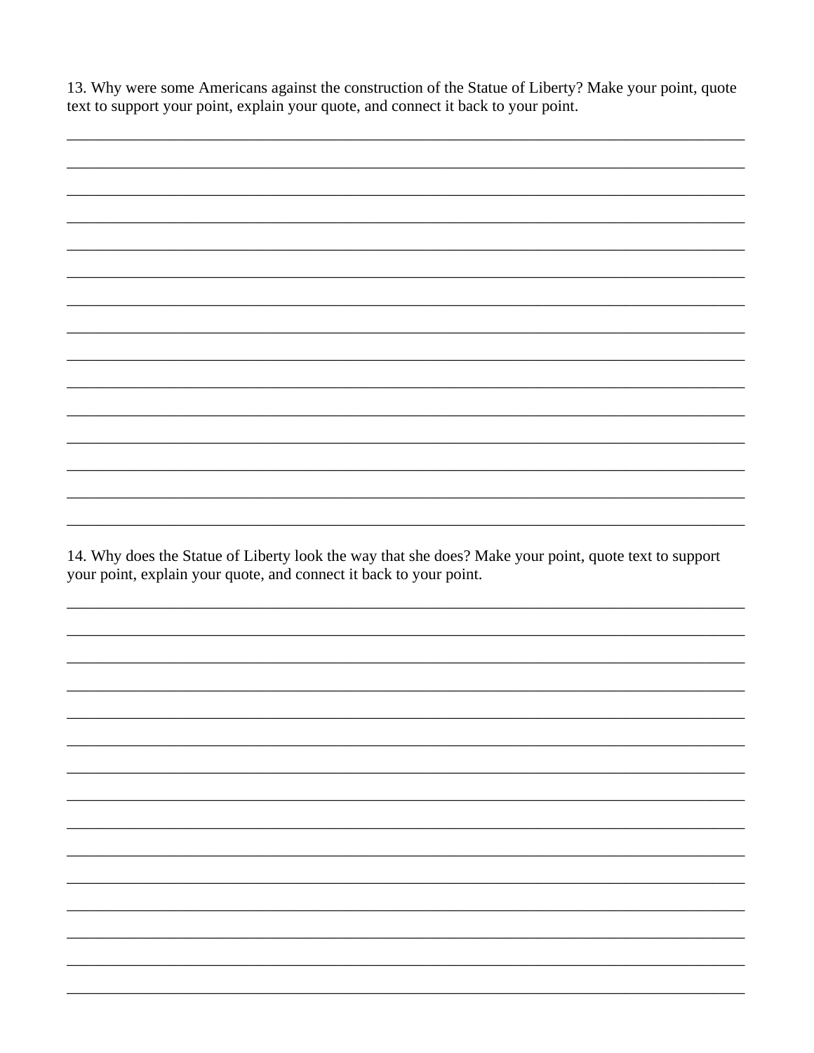13. Why were some Americans against the construction of the Statue of Liberty? Make your point, quote text to support your point, explain your quote, and connect it back to your point.

_______________________________________________________________________________

_______________________________________________________________________________

_______________________________________________________________________________

_______________________________________________________________________________

_______________________________________________________________________________

_______________________________________________________________________________

_______________________________________________________________________________

_______________________________________________________________________________

_______________________________________________________________________________

_______________________________________________________________________________

_______________________________________________________________________________

_______________________________________________________________________________

_______________________________________________________________________________

_______________________________________________________________________________

_______________________________________________________________________________

14. Why does the Statue of Liberty look the way that she does? Make your point, quote text to support your point, explain your quote, and connect it back to your point.

_______________________________________________________________________________

_______________________________________________________________________________

_______________________________________________________________________________

_______________________________________________________________________________

_______________________________________________________________________________

_______________________________________________________________________________

_______________________________________________________________________________

_______________________________________________________________________________

_______________________________________________________________________________

_______________________________________________________________________________

_______________________________________________________________________________

_______________________________________________________________________________

_______________________________________________________________________________

_______________________________________________________________________________

_______________________________________________________________________________